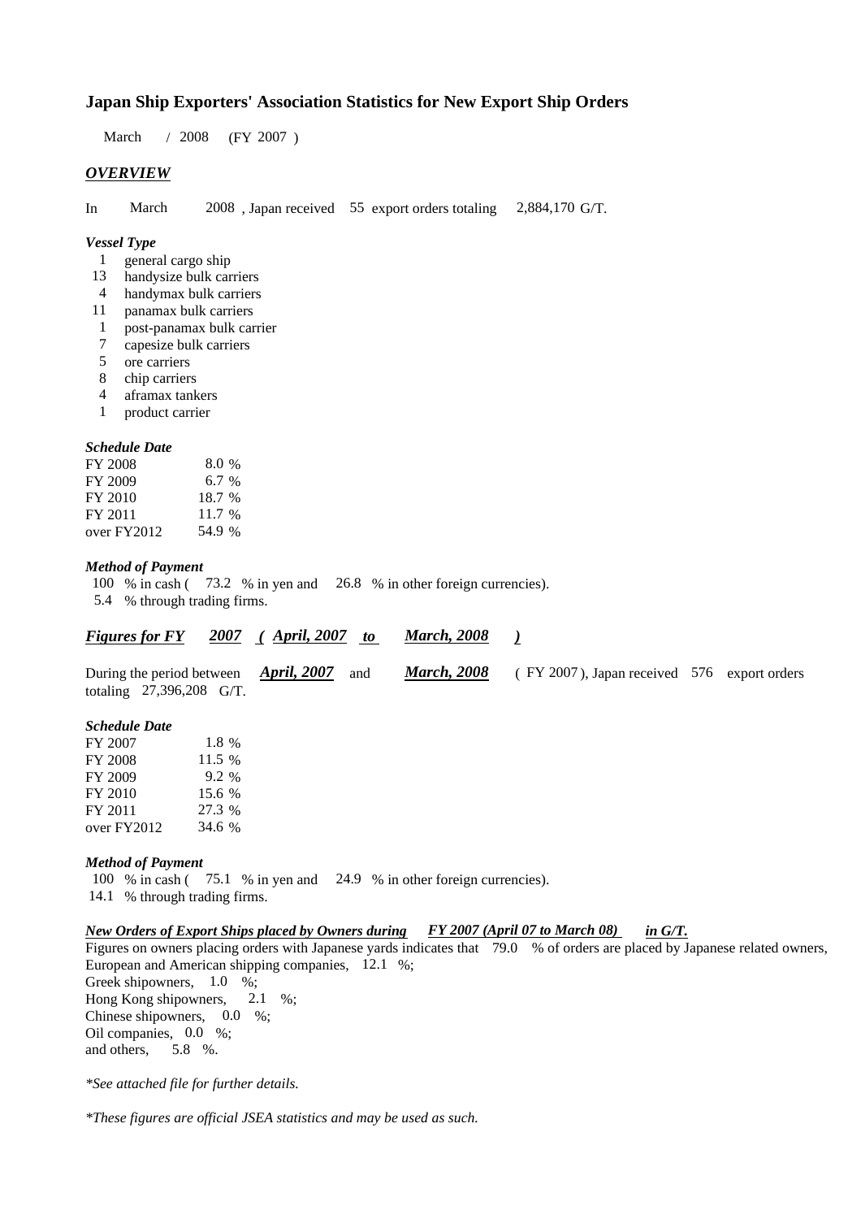# Japan Ship Exporters' Association Statistics for New Export Ship Orders

March / 2008 (FY 2007 )

## *OVERVIEW*

In March 2008 , Japan received 55 export orders totaling 2,884,170 G/T.

### *Vessel Type*

- 1 general cargo ship
- 13 handysize bulk carriers
- 4 handymax bulk carriers
- 11 panamax bulk carriers
- 1 post-panamax bulk carrier
- 7 capesize bulk carriers
- 5 ore carriers
- 8 chip carriers
- 4 aframax tankers
- 1 product carrier

### *Schedule Date*

| | |
|---|---|
| FY 2008 | 8.0 % |
| FY 2009 | 6.7 % |
| FY 2010 | 18.7 % |
| FY 2011 | 11.7 % |
| over FY2012 | 54.9 % |

### *Method of Payment*

100 % in cash ( 73.2 % in yen and 26.8 % in other foreign currencies).
5.4 % through trading firms.

## *Figures for FY 2007 ( April, 2007 to March, 2008 )*

During the period between *April, 2007* and *March, 2008* ( FY 2007 ), Japan received 576 export orders totaling 27,396,208 G/T.

### *Schedule Date*

| | |
|---|---|
| FY 2007 | 1.8 % |
| FY 2008 | 11.5 % |
| FY 2009 | 9.2 % |
| FY 2010 | 15.6 % |
| FY 2011 | 27.3 % |
| over FY2012 | 34.6 % |

### *Method of Payment*

100 % in cash ( 75.1 % in yen and 24.9 % in other foreign currencies).
14.1 % through trading firms.

### *New Orders of Export Ships placed by Owners during FY 2007 (April 07 to March 08) in G/T.*

Figures on owners placing orders with Japanese yards indicates that 79.0 % of orders are placed by Japanese related owners,
European and American shipping companies, 12.1 %;
Greek shipowners, 1.0 %;
Hong Kong shipowners, 2.1 %;
Chinese shipowners, 0.0 %;
Oil companies, 0.0 %;
and others, 5.8 %.

*\*See attached file for further details.*

*\*These figures are official JSEA statistics and may be used as such.*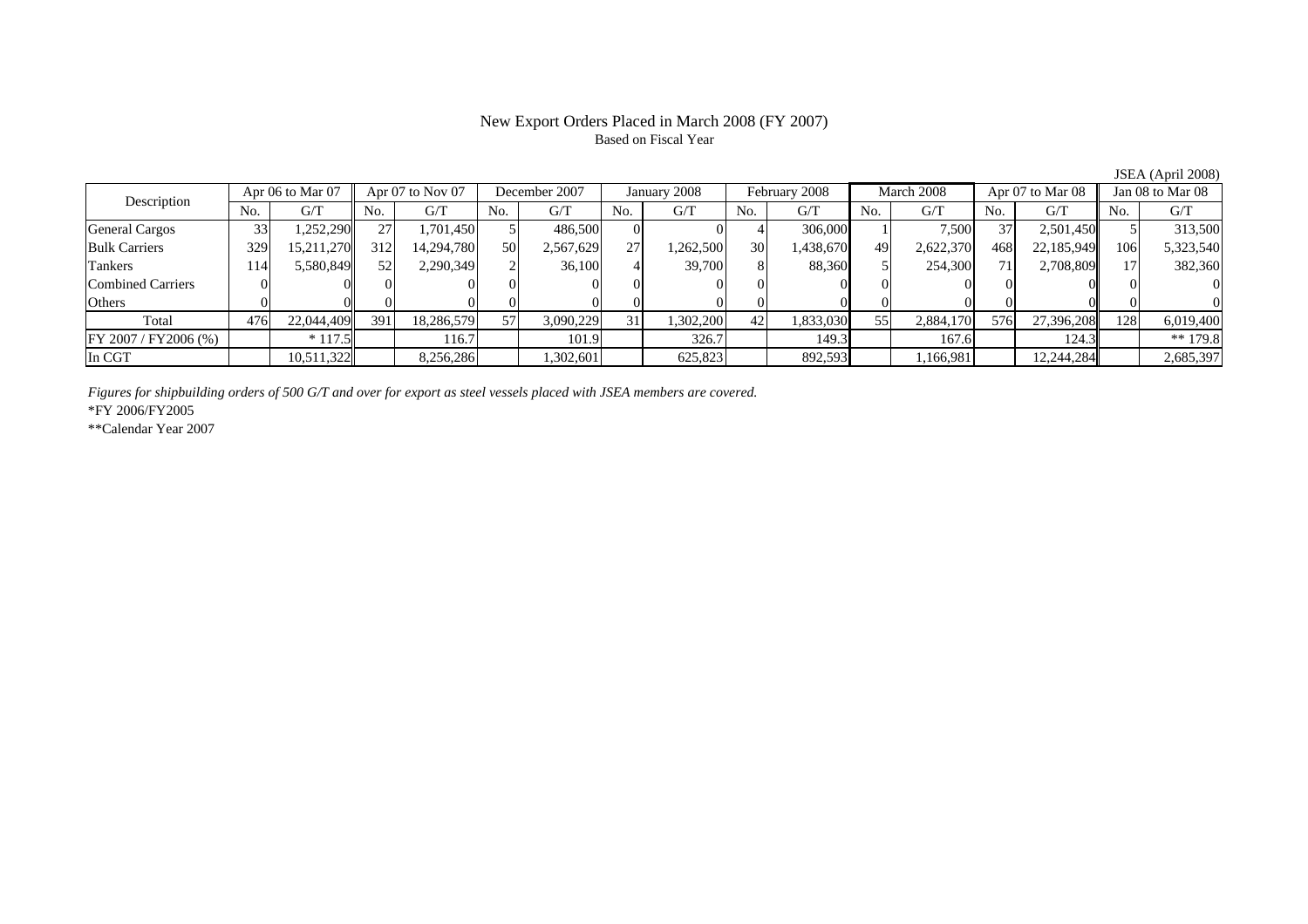# New Export Orders Placed in March 2008 (FY 2007)

Based on Fiscal Year

JSEA (April 2008)

| Description | Apr 06 to Mar 07 | | Apr 07 to Nov 07 | | December 2007 | | January 2008 | | February 2008 | | March 2008 | | Apr 07 to Mar 08 | | Jan 08 to Mar 08 | |
|---|---|---|---|---|---|---|---|---|---|---|---|---|---|---|---|---|
| | No. | G/T | No. | G/T | No. | G/T | No. | G/T | No. | G/T | No. | G/T | No. | G/T | No. | G/T |
| General Cargos | 33 | 1,252,290 | 27 | 1,701,450 | 5 | 486,500 | 0 | 0 | 4 | 306,000 | 1 | 7,500 | 37 | 2,501,450 | 5 | 313,500 |
| Bulk Carriers | 329 | 15,211,270 | 312 | 14,294,780 | 50 | 2,567,629 | 27 | 1,262,500 | 30 | 1,438,670 | 49 | 2,622,370 | 468 | 22,185,949 | 106 | 5,323,540 |
| Tankers | 114 | 5,580,849 | 52 | 2,290,349 | 2 | 36,100 | 4 | 39,700 | 8 | 88,360 | 5 | 254,300 | 71 | 2,708,809 | 17 | 382,360 |
| Combined Carriers | 0 | 0 | 0 | 0 | 0 | 0 | 0 | 0 | 0 | 0 | 0 | 0 | 0 | 0 | 0 | 0 |
| Others | 0 | 0 | 0 | 0 | 0 | 0 | 0 | 0 | 0 | 0 | 0 | 0 | 0 | 0 | 0 | 0 |
| Total | 476 | 22,044,409 | 391 | 18,286,579 | 57 | 3,090,229 | 31 | 1,302,200 | 42 | 1,833,030 | 55 | 2,884,170 | 576 | 27,396,208 | 128 | 6,019,400 |
| FY 2007 / FY2006 (%) | | * 117.5 | | 116.7 | | 101.9 | | 326.7 | | 149.3 | | 167.6 | | 124.3 | | ** 179.8 |
| In CGT | | 10,511,322 | | 8,256,286 | | 1,302,601 | | 625,823 | | 892,593 | | 1,166,981 | | 12,244,284 | | 2,685,397 |

*Figures for shipbuilding orders of 500 G/T and over for export as steel vessels placed with JSEA members are covered.*

*FY 2006/FY2005

**Calendar Year 2007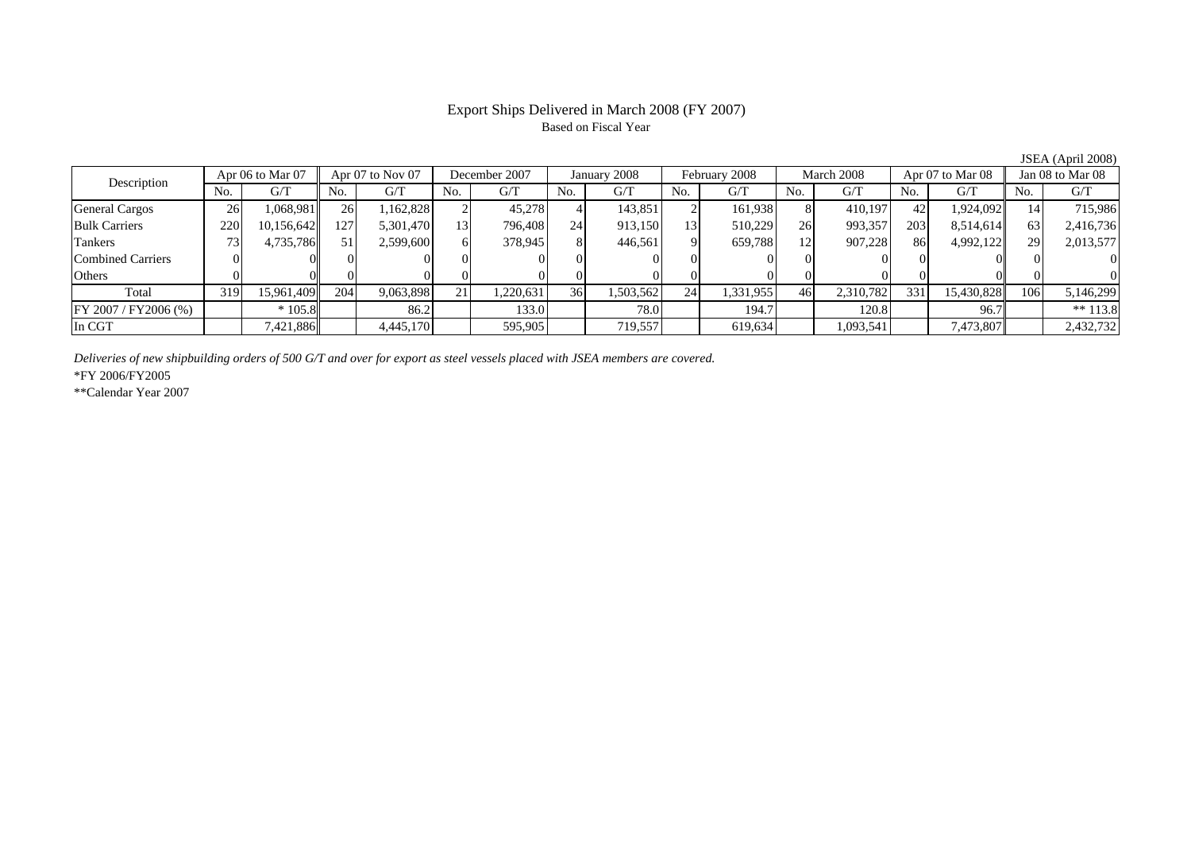# Export Ships Delivered in March 2008 (FY 2007)

Based on Fiscal Year

JSEA (April 2008)

| Description | Apr 06 to Mar 07 | | Apr 07 to Nov 07 | | December 2007 | | January 2008 | | February 2008 | | March 2008 | | Apr 07 to Mar 08 | | Jan 08 to Mar 08 | |
|---|---|---|---|---|---|---|---|---|---|---|---|---|---|---|---|---|
| | No. | G/T | No. | G/T | No. | G/T | No. | G/T | No. | G/T | No. | G/T | No. | G/T | No. | G/T |
| General Cargos | 26 | 1,068,981 | 26 | 1,162,828 | 2 | 45,278 | 4 | 143,851 | 2 | 161,938 | 8 | 410,197 | 42 | 1,924,092 | 14 | 715,986 |
| Bulk Carriers | 220 | 10,156,642 | 127 | 5,301,470 | 13 | 796,408 | 24 | 913,150 | 13 | 510,229 | 26 | 993,357 | 203 | 8,514,614 | 63 | 2,416,736 |
| Tankers | 73 | 4,735,786 | 51 | 2,599,600 | 6 | 378,945 | 8 | 446,561 | 9 | 659,788 | 12 | 907,228 | 86 | 4,992,122 | 29 | 2,013,577 |
| Combined Carriers | 0 | 0 | 0 | 0 | 0 | 0 | 0 | 0 | 0 | 0 | 0 | 0 | 0 | 0 | 0 | 0 |
| Others | 0 | 0 | 0 | 0 | 0 | 0 | 0 | 0 | 0 | 0 | 0 | 0 | 0 | 0 | 0 | 0 |
| Total | 319 | 15,961,409 | 204 | 9,063,898 | 21 | 1,220,631 | 36 | 1,503,562 | 24 | 1,331,955 | 46 | 2,310,782 | 331 | 15,430,828 | 106 | 5,146,299 |
| FY 2007 / FY2006 (%) | | * 105.8 | | 86.2 | | 133.0 | | 78.0 | | 194.7 | | 120.8 | | 96.7 | | ** 113.8 |
| In CGT | | 7,421,886 | | 4,445,170 | | 595,905 | | 719,557 | | 619,634 | | 1,093,541 | | 7,473,807 | | 2,432,732 |

*Deliveries of new shipbuilding orders of 500 G/T and over for export as steel vessels placed with JSEA members are covered.*

*FY 2006/FY2005

**Calendar Year 2007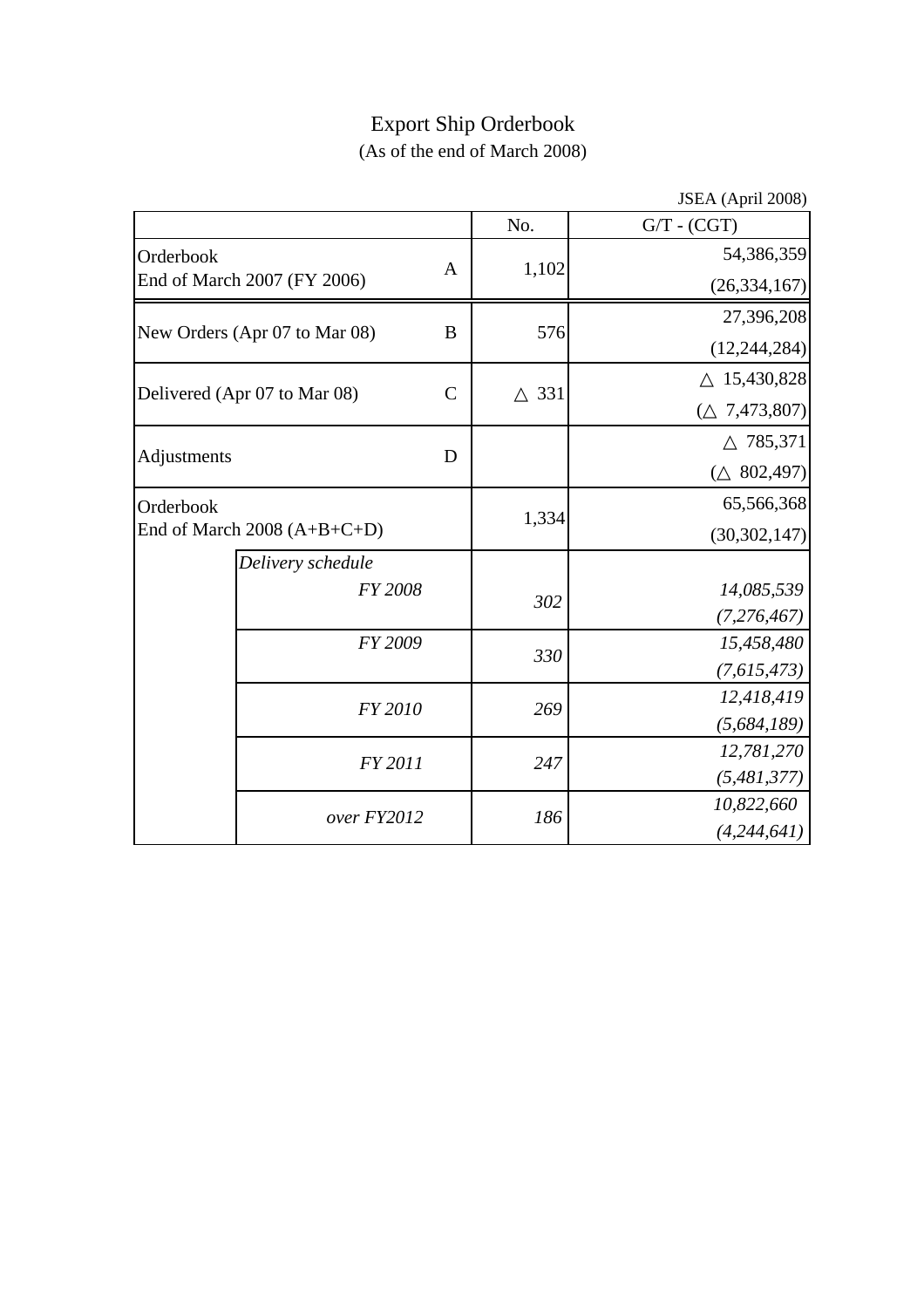# Export Ship Orderbook

(As of the end of March 2008)

JSEA (April 2008)

| | | | No. | G/T - (CGT) |
|---|---|---|---|---|
| Orderbook<br>End of March 2007 (FY 2006) | | A | 1,102 | 54,386,359<br>(26,334,167) |
| New Orders (Apr 07 to Mar 08) | | B | 576 | 27,396,208<br>(12,244,284) |
| Delivered (Apr 07 to Mar 08) | | C | △ 331 | △ 15,430,828<br>(△ 7,473,807) |
| Adjustments | | D | | △ 785,371<br>(△ 802,497) |
| Orderbook<br>End of March 2008 (A+B+C+D) | | | 1,334 | 65,566,368<br>(30,302,147) |
| | *Delivery schedule*<br>*FY 2008* | | *302* | *14,085,539*<br>*(7,276,467)* |
| | *FY 2009* | | *330* | *15,458,480*<br>*(7,615,473)* |
| | *FY 2010* | | *269* | *12,418,419*<br>*(5,684,189)* |
| | *FY 2011* | | *247* | *12,781,270*<br>*(5,481,377)* |
| | *over FY2012* | | *186* | *10,822,660*<br>*(4,244,641)* |